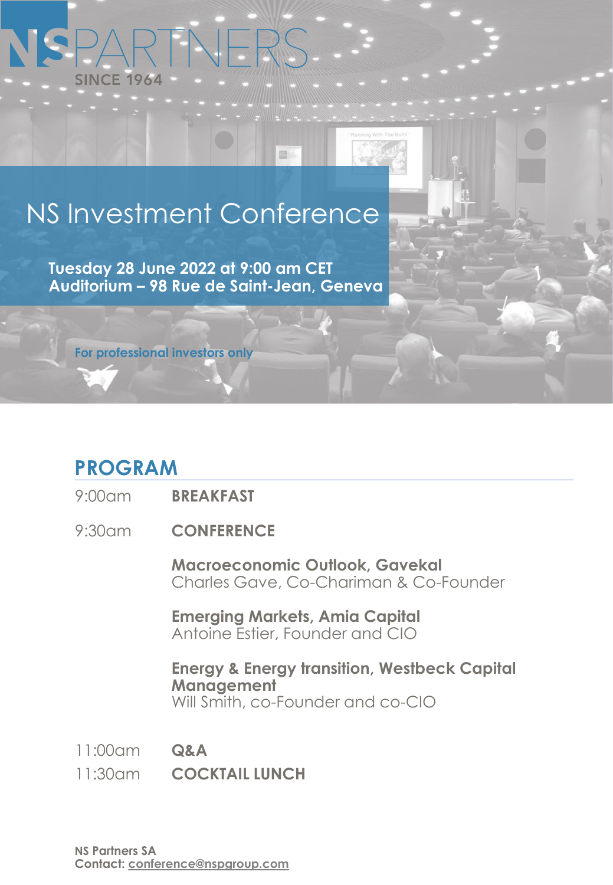NS PARTNERS
SINCE 1964

# NS Investment Conference

**Tuesday 28 June 2022 at 9:00 am CET**
**Auditorium – 98 Rue de Saint-Jean, Geneva**

**For professional investors only**

## PROGRAM

9:00am **BREAKFAST**

9:30am **CONFERENCE**

**Macroeconomic Outlook, Gavekal**
Charles Gave, Co-Chariman & Co-Founder

**Emerging Markets, Amia Capital**
Antoine Estier, Founder and CIO

**Energy & Energy transition, Westbeck Capital Management**
Will Smith, co-Founder and co-CIO

11:00am **Q&A**

11:30am **COCKTAIL LUNCH**

**NS Partners SA**
**Contact:** conference@nspgroup.com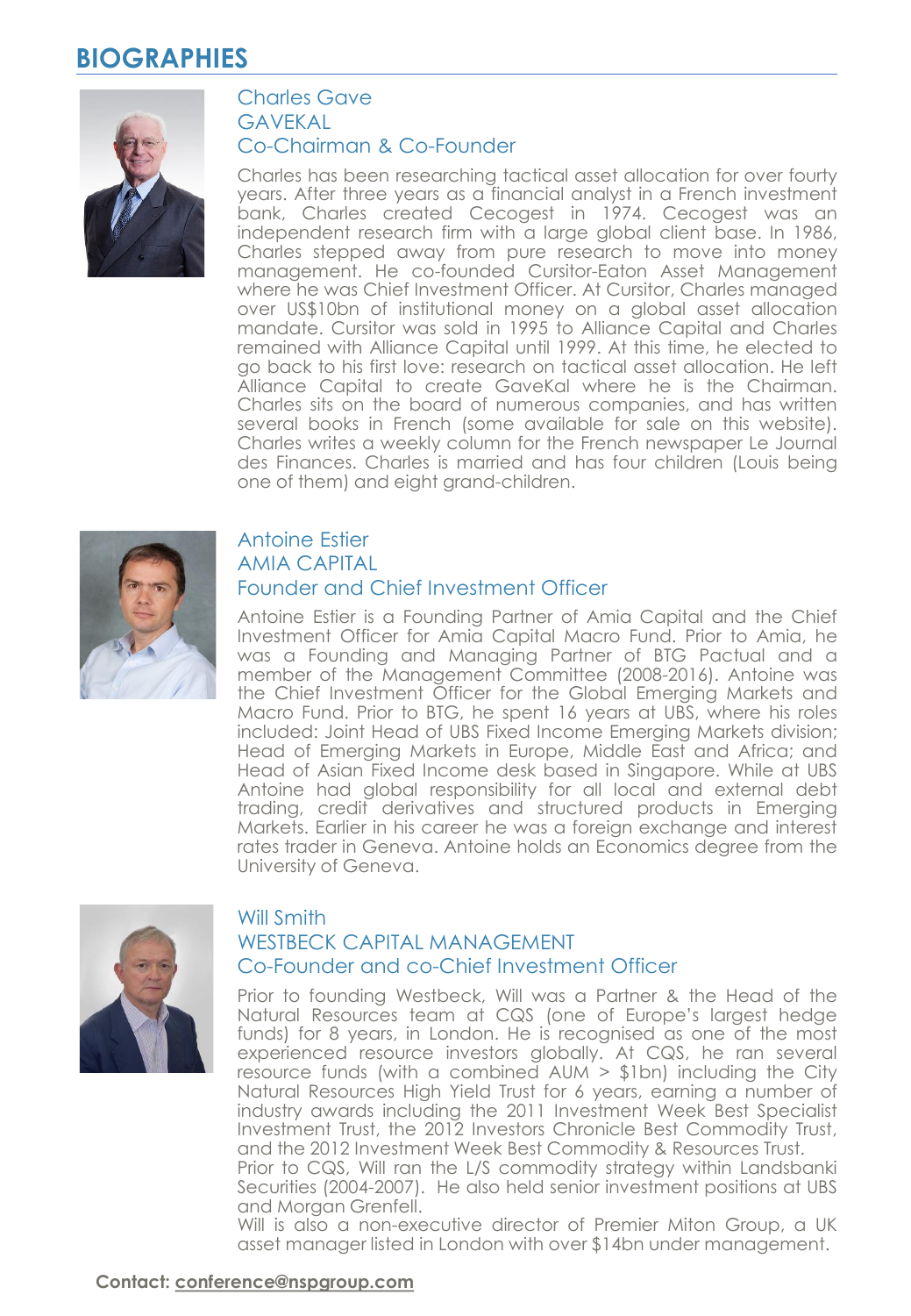# BIOGRAPHIES

### Charles Gave
### GAVEKAL
### Co-Chairman & Co-Founder

Charles has been researching tactical asset allocation for over fourty years. After three years as a financial analyst in a French investment bank, Charles created Cecogest in 1974. Cecogest was an independent research firm with a large global client base. In 1986, Charles stepped away from pure research to move into money management. He co-founded Cursitor-Eaton Asset Management where he was Chief Investment Officer. At Cursitor, Charles managed over US$10bn of institutional money on a global asset allocation mandate. Cursitor was sold in 1995 to Alliance Capital and Charles remained with Alliance Capital until 1999. At this time, he elected to go back to his first love: research on tactical asset allocation. He left Alliance Capital to create GaveKal where he is the Chairman. Charles sits on the board of numerous companies, and has written several books in French (some available for sale on this website). Charles writes a weekly column for the French newspaper Le Journal des Finances. Charles is married and has four children (Louis being one of them) and eight grand-children.

### Antoine Estier
### AMIA CAPITAL
### Founder and Chief Investment Officer

Antoine Estier is a Founding Partner of Amia Capital and the Chief Investment Officer for Amia Capital Macro Fund. Prior to Amia, he was a Founding and Managing Partner of BTG Pactual and a member of the Management Committee (2008-2016). Antoine was the Chief Investment Officer for the Global Emerging Markets and Macro Fund. Prior to BTG, he spent 16 years at UBS, where his roles included: Joint Head of UBS Fixed Income Emerging Markets division; Head of Emerging Markets in Europe, Middle East and Africa; and Head of Asian Fixed Income desk based in Singapore. While at UBS Antoine had global responsibility for all local and external debt trading, credit derivatives and structured products in Emerging Markets. Earlier in his career he was a foreign exchange and interest rates trader in Geneva. Antoine holds an Economics degree from the University of Geneva.

### Will Smith
### WESTBECK CAPITAL MANAGEMENT
### Co-Founder and co-Chief Investment Officer

Prior to founding Westbeck, Will was a Partner & the Head of the Natural Resources team at CQS (one of Europe's largest hedge funds) for 8 years, in London. He is recognised as one of the most experienced resource investors globally. At CQS, he ran several resource funds (with a combined AUM > $1bn) including the City Natural Resources High Yield Trust for 6 years, earning a number of industry awards including the 2011 Investment Week Best Specialist Investment Trust, the 2012 Investors Chronicle Best Commodity Trust, and the 2012 Investment Week Best Commodity & Resources Trust.
Prior to CQS, Will ran the L/S commodity strategy within Landsbanki Securities (2004-2007). He also held senior investment positions at UBS and Morgan Grenfell.
Will is also a non-executive director of Premier Miton Group, a UK asset manager listed in London with over $14bn under management.

**Contact: conference@nspgroup.com**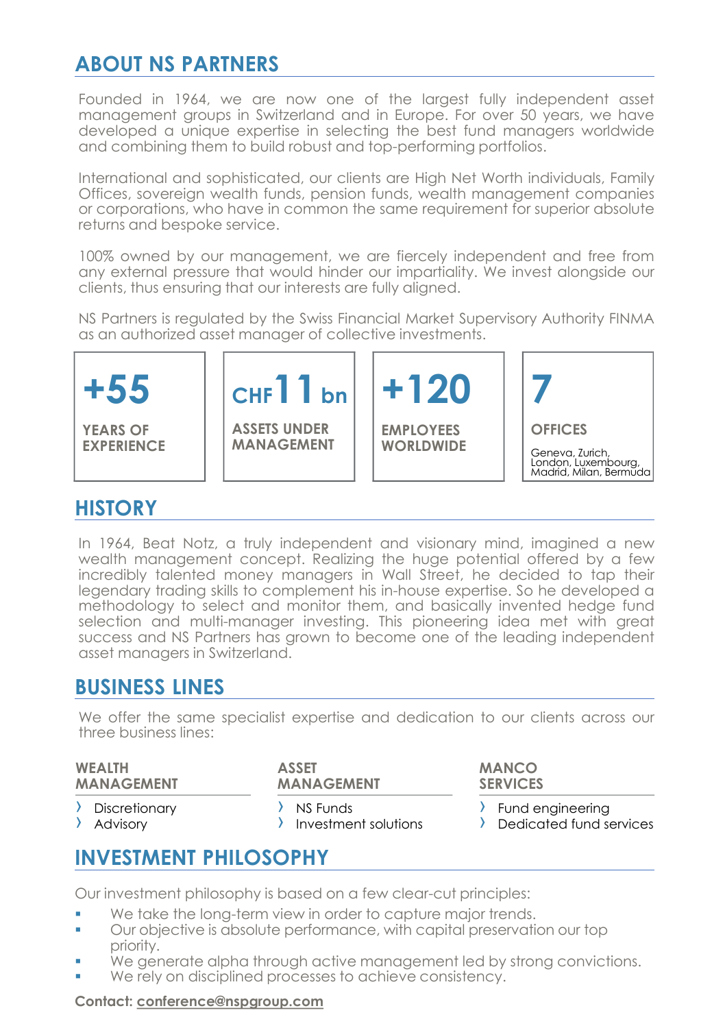## ABOUT NS PARTNERS

Founded in 1964, we are now one of the largest fully independent asset management groups in Switzerland and in Europe. For over 50 years, we have developed a unique expertise in selecting the best fund managers worldwide and combining them to build robust and top-performing portfolios.

International and sophisticated, our clients are High Net Worth individuals, Family Offices, sovereign wealth funds, pension funds, wealth management companies or corporations, who have in common the same requirement for superior absolute returns and bespoke service.

100% owned by our management, we are fiercely independent and free from any external pressure that would hinder our impartiality. We invest alongside our clients, thus ensuring that our interests are fully aligned.

NS Partners is regulated by the Swiss Financial Market Supervisory Authority FINMA as an authorized asset manager of collective investments.

**+55**
YEARS OF EXPERIENCE

**CHF 11 bn**
ASSETS UNDER MANAGEMENT

**+120**
EMPLOYEES WORLDWIDE

**7**
OFFICES
Geneva, Zurich, London, Luxembourg, Madrid, Milan, Bermuda

## HISTORY

In 1964, Beat Notz, a truly independent and visionary mind, imagined a new wealth management concept. Realizing the huge potential offered by a few incredibly talented money managers in Wall Street, he decided to tap their legendary trading skills to complement his in-house expertise. So he developed a methodology to select and monitor them, and basically invented hedge fund selection and multi-manager investing. This pioneering idea met with great success and NS Partners has grown to become one of the leading independent asset managers in Switzerland.

## BUSINESS LINES

We offer the same specialist expertise and dedication to our clients across our three business lines:

**WEALTH MANAGEMENT**
- Discretionary
- Advisory

**ASSET MANAGEMENT**
- NS Funds
- Investment solutions

**MANCO SERVICES**
- Fund engineering
- Dedicated fund services

## INVESTMENT PHILOSOPHY

Our investment philosophy is based on a few clear-cut principles:

- We take the long-term view in order to capture major trends.
- Our objective is absolute performance, with capital preservation our top priority.
- We generate alpha through active management led by strong convictions.
- We rely on disciplined processes to achieve consistency.

**Contact: conference@nspgroup.com**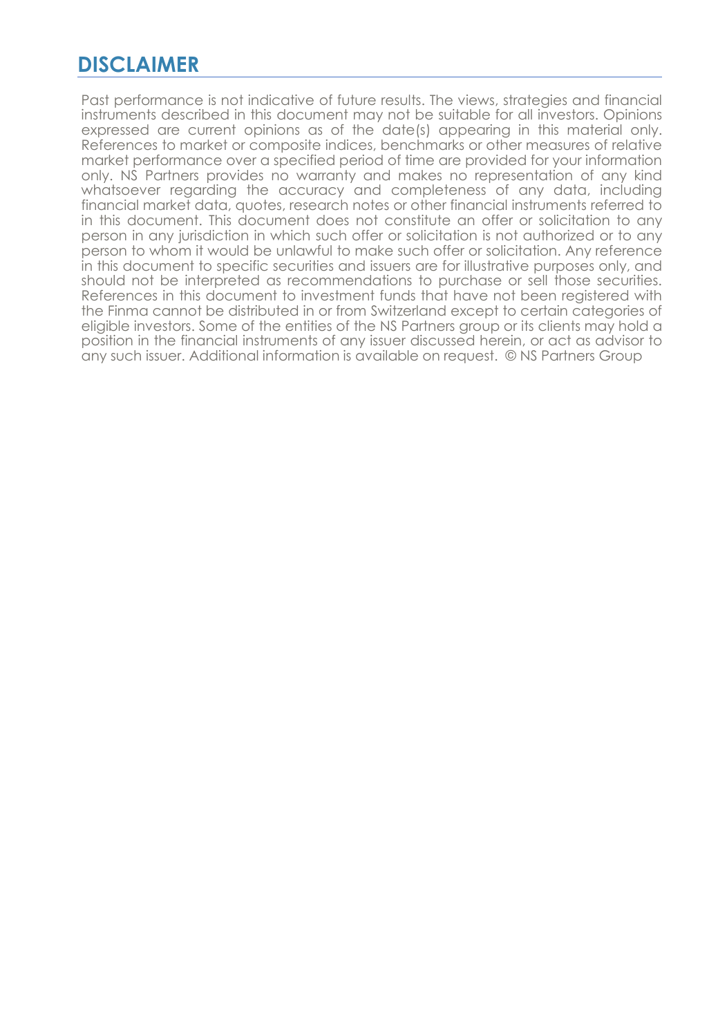# DISCLAIMER

Past performance is not indicative of future results. The views, strategies and financial instruments described in this document may not be suitable for all investors. Opinions expressed are current opinions as of the date(s) appearing in this material only. References to market or composite indices, benchmarks or other measures of relative market performance over a specified period of time are provided for your information only. NS Partners provides no warranty and makes no representation of any kind whatsoever regarding the accuracy and completeness of any data, including financial market data, quotes, research notes or other financial instruments referred to in this document. This document does not constitute an offer or solicitation to any person in any jurisdiction in which such offer or solicitation is not authorized or to any person to whom it would be unlawful to make such offer or solicitation. Any reference in this document to specific securities and issuers are for illustrative purposes only, and should not be interpreted as recommendations to purchase or sell those securities. References in this document to investment funds that have not been registered with the Finma cannot be distributed in or from Switzerland except to certain categories of eligible investors. Some of the entities of the NS Partners group or its clients may hold a position in the financial instruments of any issuer discussed herein, or act as advisor to any such issuer. Additional information is available on request. © NS Partners Group